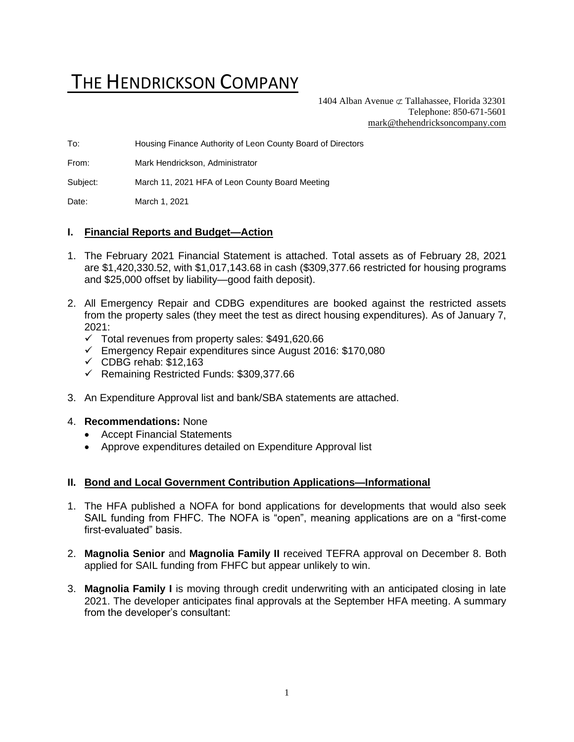# THE HENDRICKSON COMPANY

1404 Alban Avenue ⊄ Tallahassee, Florida 32301
Telephone: 850-671-5601
mark@thehendricksoncompany.com

To: Housing Finance Authority of Leon County Board of Directors

From: Mark Hendrickson, Administrator

Subject: March 11, 2021 HFA of Leon County Board Meeting

Date: March 1, 2021

## I. Financial Reports and Budget—Action

1. The February 2021 Financial Statement is attached. Total assets as of February 28, 2021 are $1,420,330.52, with $1,017,143.68 in cash ($309,377.66 restricted for housing programs and $25,000 offset by liability—good faith deposit).

2. All Emergency Repair and CDBG expenditures are booked against the restricted assets from the property sales (they meet the test as direct housing expenditures). As of January 7, 2021:
   - ✓ Total revenues from property sales: $491,620.66
   - ✓ Emergency Repair expenditures since August 2016: $170,080
   - ✓ CDBG rehab: $12,163
   - ✓ Remaining Restricted Funds: $309,377.66

3. An Expenditure Approval list and bank/SBA statements are attached.

4. **Recommendations:** None
   - Accept Financial Statements
   - Approve expenditures detailed on Expenditure Approval list

## II. Bond and Local Government Contribution Applications—Informational

1. The HFA published a NOFA for bond applications for developments that would also seek SAIL funding from FHFC. The NOFA is "open", meaning applications are on a "first-come first-evaluated" basis.

2. **Magnolia Senior** and **Magnolia Family II** received TEFRA approval on December 8. Both applied for SAIL funding from FHFC but appear unlikely to win.

3. **Magnolia Family I** is moving through credit underwriting with an anticipated closing in late 2021. The developer anticipates final approvals at the September HFA meeting. A summary from the developer's consultant: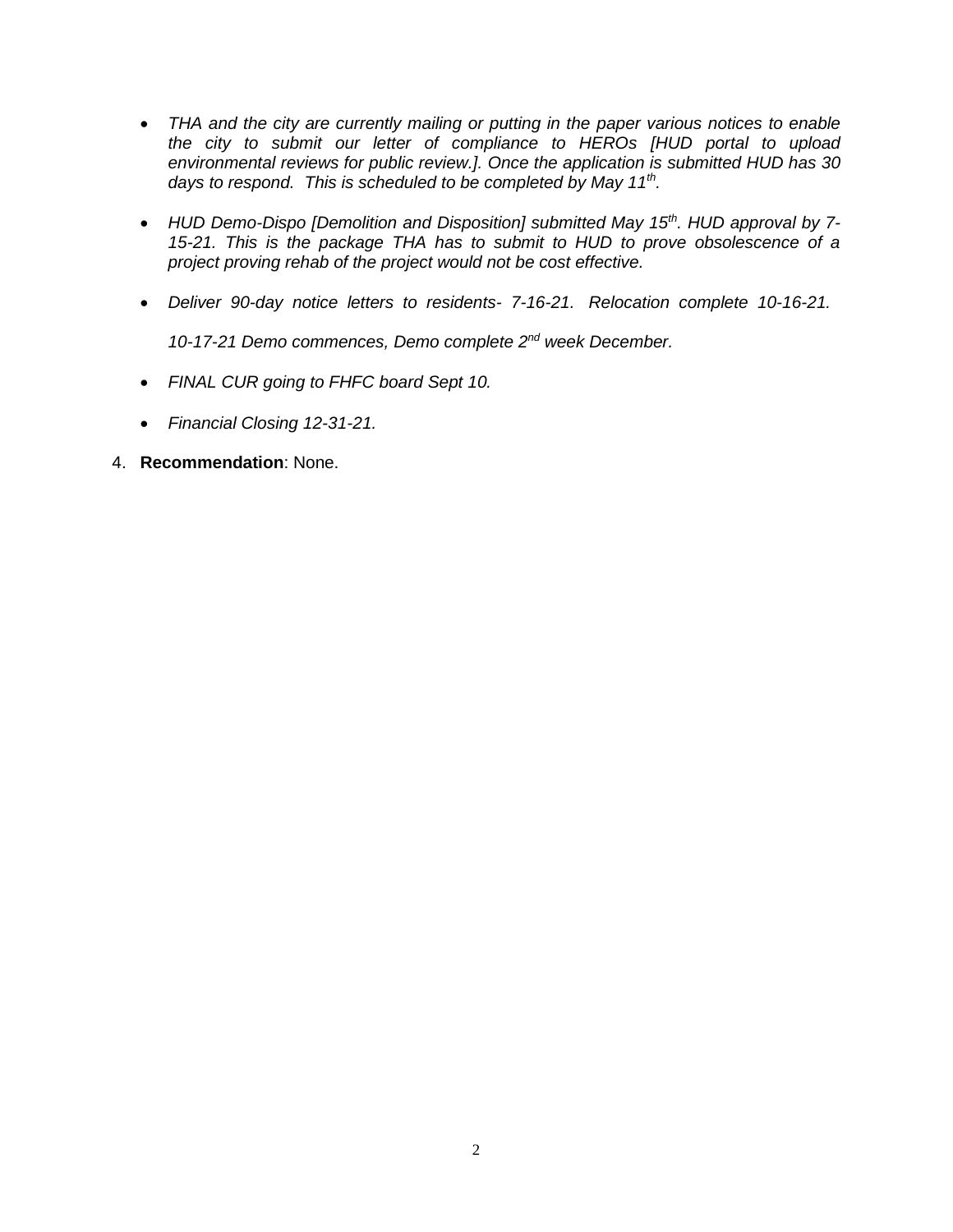- *THA and the city are currently mailing or putting in the paper various notices to enable the city to submit our letter of compliance to HEROs [HUD portal to upload environmental reviews for public review.]. Once the application is submitted HUD has 30 days to respond. This is scheduled to be completed by May 11th.*

- *HUD Demo-Dispo [Demolition and Disposition] submitted May 15th. HUD approval by 7-15-21. This is the package THA has to submit to HUD to prove obsolescence of a project proving rehab of the project would not be cost effective.*

- *Deliver 90-day notice letters to residents- 7-16-21. Relocation complete 10-16-21.*

  *10-17-21 Demo commences, Demo complete 2nd week December.*

- *FINAL CUR going to FHFC board Sept 10.*

- *Financial Closing 12-31-21.*

4. **Recommendation**: None.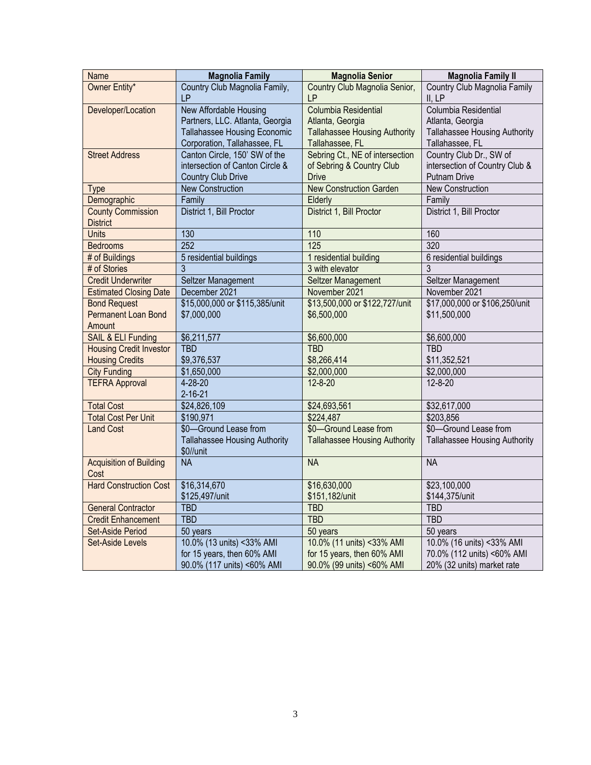| Name | Magnolia Family | Magnolia Senior | Magnolia Family II |
|---|---|---|---|
| Owner Entity* | Country Club Magnolia Family, LP | Country Club Magnolia Senior, LP | Country Club Magnolia Family II, LP |
| Developer/Location | New Affordable Housing Partners, LLC. Atlanta, Georgia<br>Tallahassee Housing Economic Corporation, Tallahassee, FL | Columbia Residential Atlanta, Georgia<br>Tallahassee Housing Authority Tallahassee, FL | Columbia Residential Atlanta, Georgia<br>Tallahassee Housing Authority Tallahassee, FL |
| Street Address | Canton Circle, 150' SW of the intersection of Canton Circle & Country Club Drive | Sebring Ct., NE of intersection of Sebring & Country Club Drive | Country Club Dr., SW of intersection of Country Club & Putnam Drive |
| Type | New Construction | New Construction Garden | New Construction |
| Demographic | Family | Elderly | Family |
| County Commission District | District 1, Bill Proctor | District 1, Bill Proctor | District 1, Bill Proctor |
| Units | 130 | 110 | 160 |
| Bedrooms | 252 | 125 | 320 |
| # of Buildings | 5 residential buildings | 1 residential building | 6 residential buildings |
| # of Stories | 3 | 3 with elevator | 3 |
| Credit Underwriter | Seltzer Management | Seltzer Management | Seltzer Management |
| Estimated Closing Date | December 2021 | November 2021 | November 2021 |
| Bond Request<br>Permanent Loan Bond Amount | $15,000,000 or $115,385/unit<br>$7,000,000 | $13,500,000 or $122,727/unit<br>$6,500,000 | $17,000,000 or $106,250/unit<br>$11,500,000 |
| SAIL & ELI Funding | $6,211,577 | $6,600,000 | $6,600,000 |
| Housing Credit Investor<br>Housing Credits | TBD<br>$9,376,537 | TBD<br>$8,266,414 | TBD<br>$11,352,521 |
| City Funding | $1,650,000 | $2,000,000 | $2,000,000 |
| TEFRA Approval | 4-28-20<br>2-16-21 | 12-8-20 | 12-8-20 |
| Total Cost | $24,826,109 | $24,693,561 | $32,617,000 |
| Total Cost Per Unit | $190,971 | $224,487 | $203,856 |
| Land Cost | $0—Ground Lease from Tallahassee Housing Authority $0//unit | $0—Ground Lease from Tallahassee Housing Authority | $0—Ground Lease from Tallahassee Housing Authority |
| Acquisition of Building Cost | NA | NA | NA |
| Hard Construction Cost | $16,314,670<br>$125,497/unit | $16,630,000<br>$151,182/unit | $23,100,000<br>$144,375/unit |
| General Contractor | TBD | TBD | TBD |
| Credit Enhancement | TBD | TBD | TBD |
| Set-Aside Period | 50 years | 50 years | 50 years |
| Set-Aside Levels | 10.0% (13 units) <33% AMI for 15 years, then 60% AMI<br>90.0% (117 units) <60% AMI | 10.0% (11 units) <33% AMI for 15 years, then 60% AMI<br>90.0% (99 units) <60% AMI | 10.0% (16 units) <33% AMI<br>70.0% (112 units) <60% AMI<br>20% (32 units) market rate |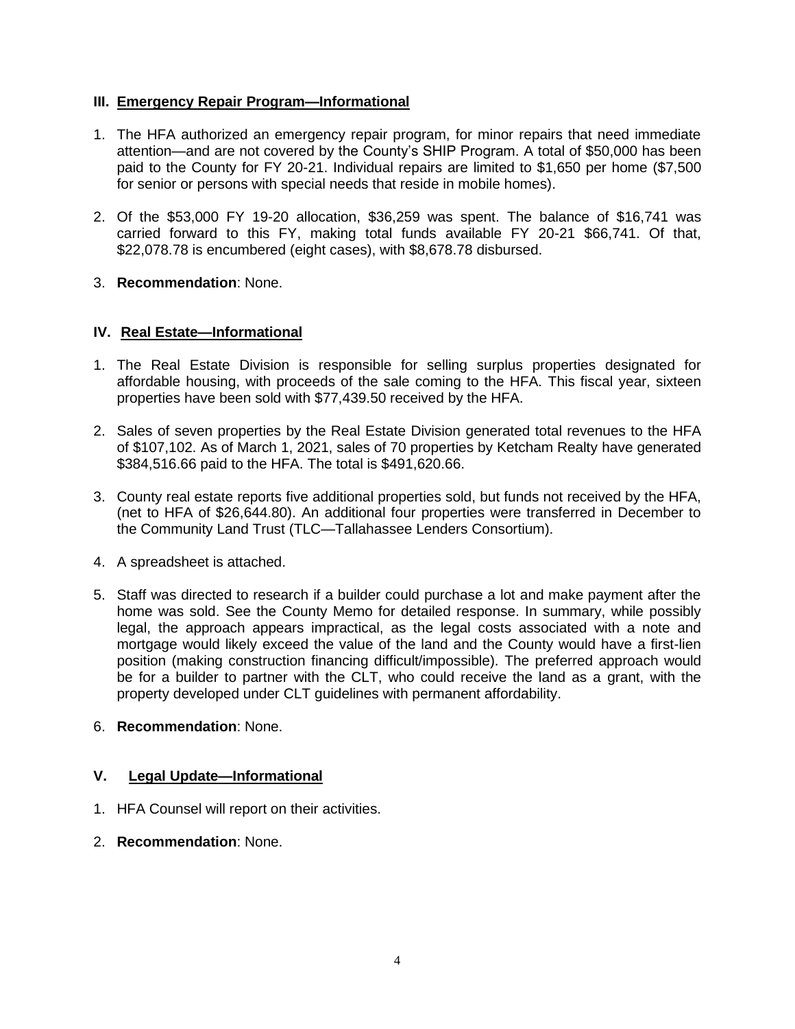### III. <u>Emergency Repair Program—Informational</u>

1. The HFA authorized an emergency repair program, for minor repairs that need immediate attention—and are not covered by the County's SHIP Program. A total of $50,000 has been paid to the County for FY 20-21. Individual repairs are limited to $1,650 per home ($7,500 for senior or persons with special needs that reside in mobile homes).

2. Of the $53,000 FY 19-20 allocation, $36,259 was spent. The balance of $16,741 was carried forward to this FY, making total funds available FY 20-21 $66,741. Of that, $22,078.78 is encumbered (eight cases), with $8,678.78 disbursed.

3. **Recommendation**: None.

### IV. <u>Real Estate—Informational</u>

1. The Real Estate Division is responsible for selling surplus properties designated for affordable housing, with proceeds of the sale coming to the HFA. This fiscal year, sixteen properties have been sold with $77,439.50 received by the HFA.

2. Sales of seven properties by the Real Estate Division generated total revenues to the HFA of $107,102. As of March 1, 2021, sales of 70 properties by Ketcham Realty have generated $384,516.66 paid to the HFA. The total is $491,620.66.

3. County real estate reports five additional properties sold, but funds not received by the HFA, (net to HFA of $26,644.80). An additional four properties were transferred in December to the Community Land Trust (TLC—Tallahassee Lenders Consortium).

4. A spreadsheet is attached.

5. Staff was directed to research if a builder could purchase a lot and make payment after the home was sold. See the County Memo for detailed response. In summary, while possibly legal, the approach appears impractical, as the legal costs associated with a note and mortgage would likely exceed the value of the land and the County would have a first-lien position (making construction financing difficult/impossible). The preferred approach would be for a builder to partner with the CLT, who could receive the land as a grant, with the property developed under CLT guidelines with permanent affordability.

6. **Recommendation**: None.

### V. <u>Legal Update—Informational</u>

1. HFA Counsel will report on their activities.

2. **Recommendation**: None.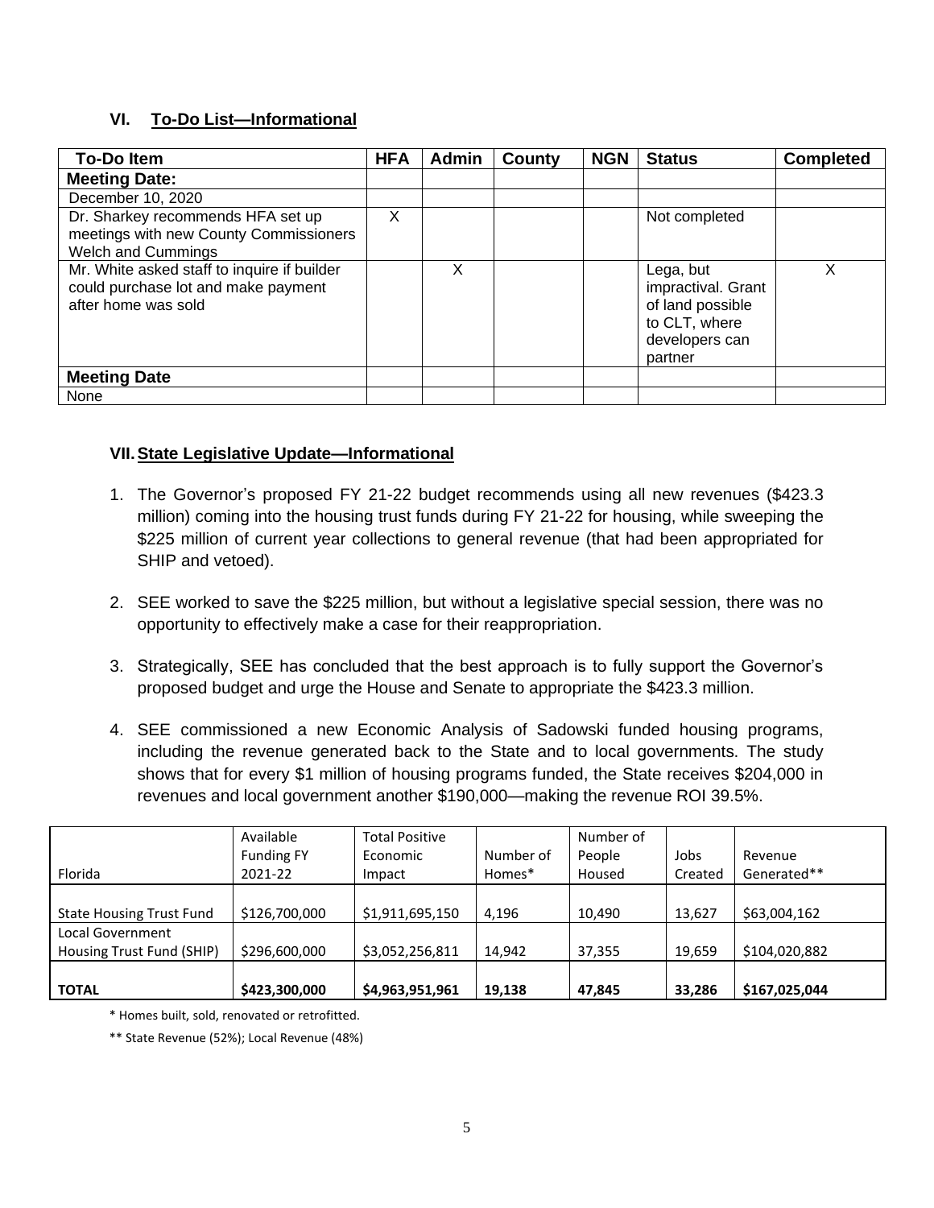## VI. To-Do List—Informational

| To-Do Item | HFA | Admin | County | NGN | Status | Completed |
|---|---|---|---|---|---|---|
| **Meeting Date:** | | | | | | |
| December 10, 2020 | | | | | | |
| Dr. Sharkey recommends HFA set up meetings with new County Commissioners Welch and Cummings | X | | | | Not completed | |
| Mr. White asked staff to inquire if builder could purchase lot and make payment after home was sold | | X | | | Lega, but impractival. Grant of land possible to CLT, where developers can partner | X |
| **Meeting Date** | | | | | | |
| None | | | | | | |

## VII. State Legislative Update—Informational

1. The Governor's proposed FY 21-22 budget recommends using all new revenues ($423.3 million) coming into the housing trust funds during FY 21-22 for housing, while sweeping the $225 million of current year collections to general revenue (that had been appropriated for SHIP and vetoed).
2. SEE worked to save the $225 million, but without a legislative special session, there was no opportunity to effectively make a case for their reappropriation.
3. Strategically, SEE has concluded that the best approach is to fully support the Governor's proposed budget and urge the House and Senate to appropriate the $423.3 million.
4. SEE commissioned a new Economic Analysis of Sadowski funded housing programs, including the revenue generated back to the State and to local governments. The study shows that for every $1 million of housing programs funded, the State receives $204,000 in revenues and local government another $190,000—making the revenue ROI 39.5%.

| Florida | Available Funding FY 2021-22 | Total Positive Economic Impact | Number of Homes* | Number of People Housed | Jobs Created | Revenue Generated** |
|---|---|---|---|---|---|---|
| State Housing Trust Fund | $126,700,000 | $1,911,695,150 | 4,196 | 10,490 | 13,627 | $63,004,162 |
| Local Government Housing Trust Fund (SHIP) | $296,600,000 | $3,052,256,811 | 14,942 | 37,355 | 19,659 | $104,020,882 |
| **TOTAL** | **$423,300,000** | **$4,963,951,961** | **19,138** | **47,845** | **33,286** | **$167,025,044** |

\* Homes built, sold, renovated or retrofitted.

\*\* State Revenue (52%); Local Revenue (48%)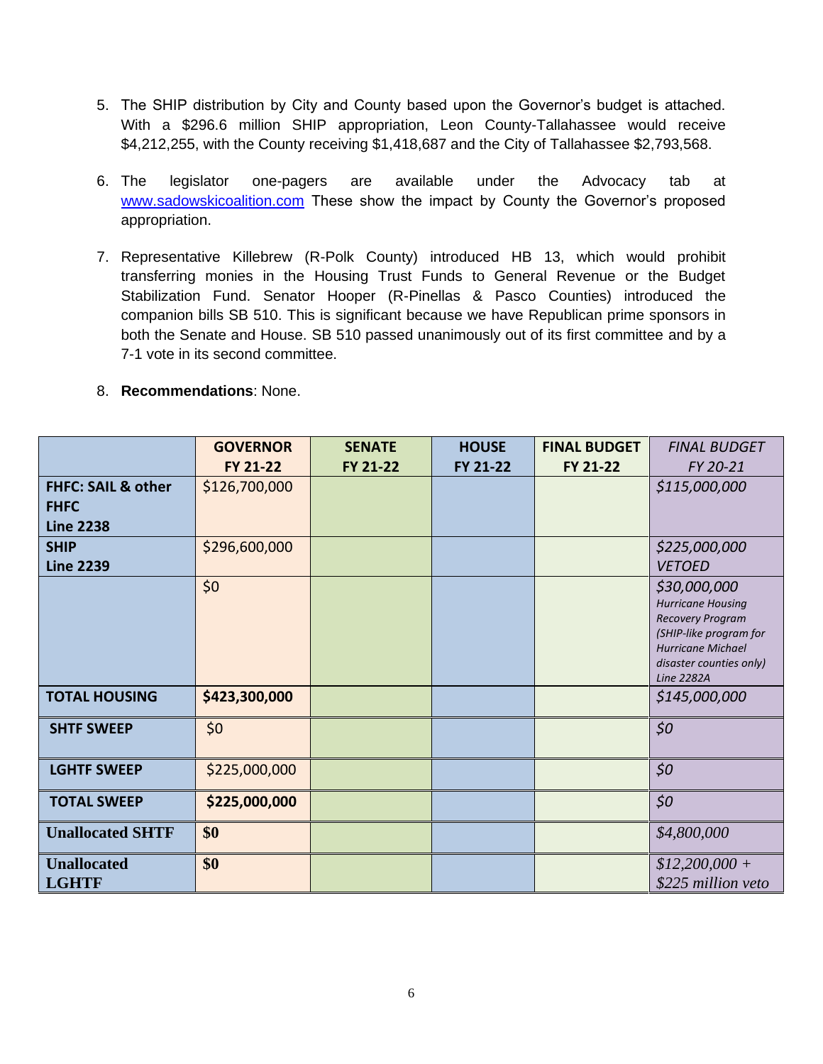5. The SHIP distribution by City and County based upon the Governor's budget is attached. With a $296.6 million SHIP appropriation, Leon County-Tallahassee would receive $4,212,255, with the County receiving $1,418,687 and the City of Tallahassee $2,793,568.

6. The legislator one-pagers are available under the Advocacy tab at [www.sadowskicoalition.com](http://www.sadowskicoalition.com) These show the impact by County the Governor's proposed appropriation.

7. Representative Killebrew (R-Polk County) introduced HB 13, which would prohibit transferring monies in the Housing Trust Funds to General Revenue or the Budget Stabilization Fund. Senator Hooper (R-Pinellas & Pasco Counties) introduced the companion bills SB 510. This is significant because we have Republican prime sponsors in both the Senate and House. SB 510 passed unanimously out of its first committee and by a 7-1 vote in its second committee.

8. **Recommendations**: None.

| | **GOVERNOR FY 21-22** | **SENATE FY 21-22** | **HOUSE FY 21-22** | **FINAL BUDGET FY 21-22** | *FINAL BUDGET FY 20-21* |
|---|---|---|---|---|---|
| **FHFC: SAIL & other FHFC Line 2238** | $126,700,000 | | | | *$115,000,000* |
| **SHIP Line 2239** | $296,600,000 | | | | *$225,000,000 VETOED* |
| | $0 | | | | *$30,000,000 Hurricane Housing Recovery Program (SHIP-like program for Hurricane Michael disaster counties only) Line 2282A* |
| **TOTAL HOUSING** | **$423,300,000** | | | | *$145,000,000* |
| **SHTF SWEEP** | $0 | | | | *$0* |
| **LGHTF SWEEP** | $225,000,000 | | | | *$0* |
| **TOTAL SWEEP** | **$225,000,000** | | | | *$0* |
| **Unallocated SHTF** | **$0** | | | | *$4,800,000* |
| **Unallocated LGHTF** | **$0** | | | | *$12,200,000 + $225 million veto* |